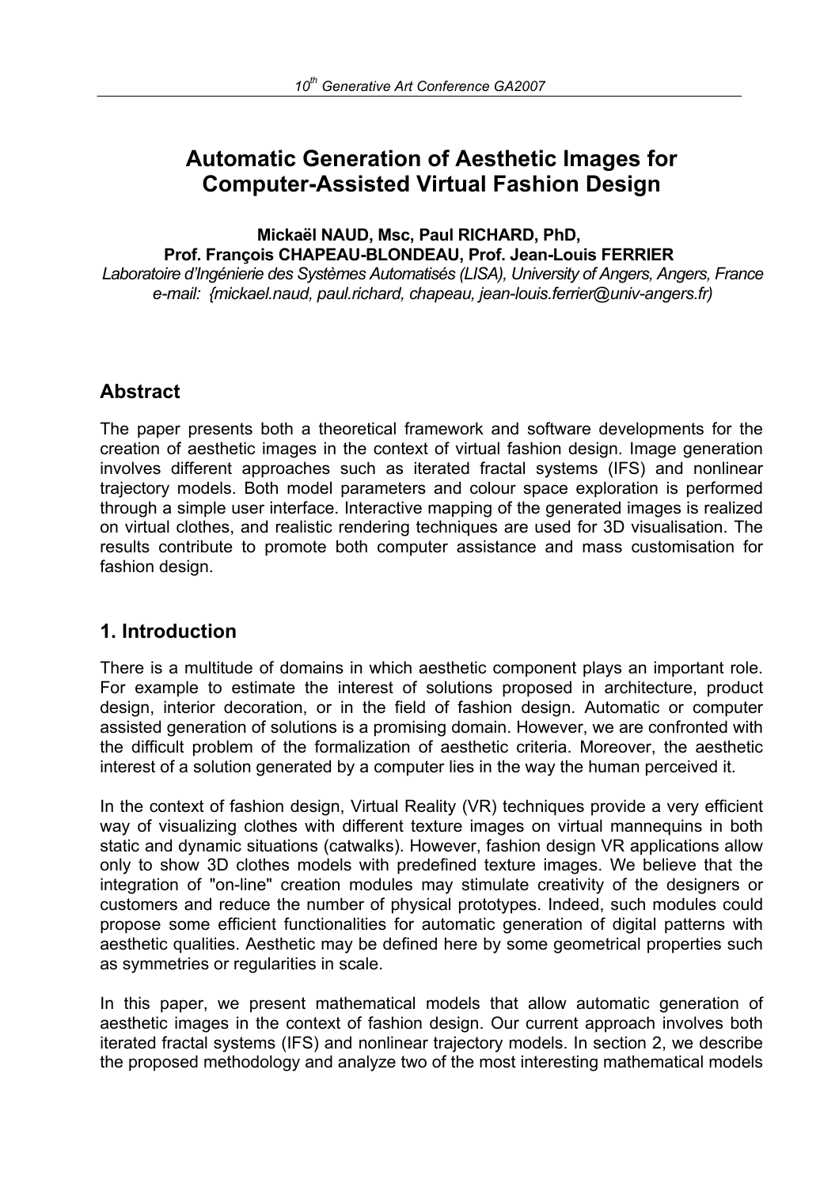# Automatic Generation of Aesthetic Images for Computer-Assisted Virtual Fashion Design

**Mickaël NAUD, Msc, Paul RICHARD, PhD,**
**Prof. François CHAPEAU-BLONDEAU, Prof. Jean-Louis FERRIER**

*Laboratoire d'Ingénierie des Systèmes Automatisés (LISA), University of Angers, Angers, France*
*e-mail: {mickael.naud, paul.richard, chapeau, jean-louis.ferrier@univ-angers.fr)*

## Abstract

The paper presents both a theoretical framework and software developments for the creation of aesthetic images in the context of virtual fashion design. Image generation involves different approaches such as iterated fractal systems (IFS) and nonlinear trajectory models. Both model parameters and colour space exploration is performed through a simple user interface. Interactive mapping of the generated images is realized on virtual clothes, and realistic rendering techniques are used for 3D visualisation. The results contribute to promote both computer assistance and mass customisation for fashion design.

## 1. Introduction

There is a multitude of domains in which aesthetic component plays an important role. For example to estimate the interest of solutions proposed in architecture, product design, interior decoration, or in the field of fashion design. Automatic or computer assisted generation of solutions is a promising domain. However, we are confronted with the difficult problem of the formalization of aesthetic criteria. Moreover, the aesthetic interest of a solution generated by a computer lies in the way the human perceived it.

In the context of fashion design, Virtual Reality (VR) techniques provide a very efficient way of visualizing clothes with different texture images on virtual mannequins in both static and dynamic situations (catwalks). However, fashion design VR applications allow only to show 3D clothes models with predefined texture images. We believe that the integration of "on-line" creation modules may stimulate creativity of the designers or customers and reduce the number of physical prototypes. Indeed, such modules could propose some efficient functionalities for automatic generation of digital patterns with aesthetic qualities. Aesthetic may be defined here by some geometrical properties such as symmetries or regularities in scale.

In this paper, we present mathematical models that allow automatic generation of aesthetic images in the context of fashion design. Our current approach involves both iterated fractal systems (IFS) and nonlinear trajectory models. In section 2, we describe the proposed methodology and analyze two of the most interesting mathematical models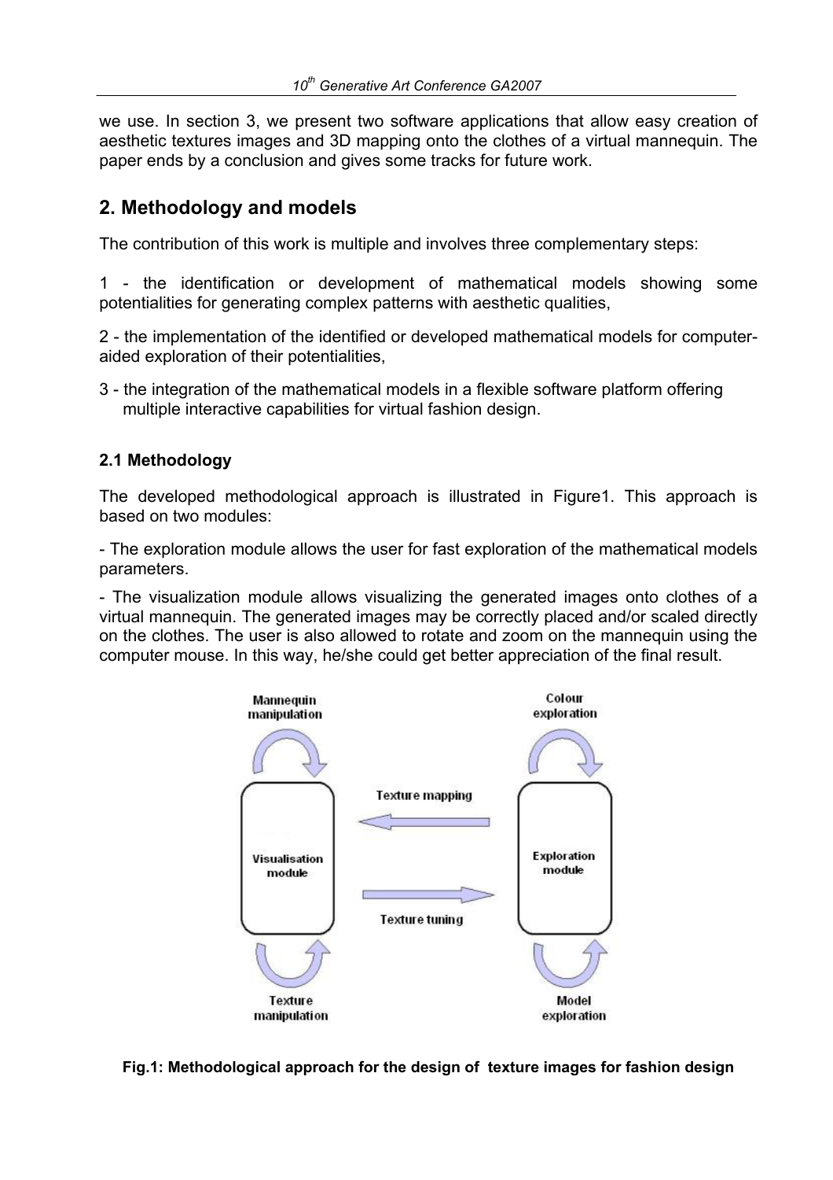we use. In section 3, we present two software applications that allow easy creation of aesthetic textures images and 3D mapping onto the clothes of a virtual mannequin. The paper ends by a conclusion and gives some tracks for future work.

## 2. Methodology and models

The contribution of this work is multiple and involves three complementary steps:

1 - the identification or development of mathematical models showing some potentialities for generating complex patterns with aesthetic qualities,

2 - the implementation of the identified or developed mathematical models for computer-aided exploration of their potentialities,

3 - the integration of the mathematical models in a flexible software platform offering multiple interactive capabilities for virtual fashion design.

### 2.1 Methodology

The developed methodological approach is illustrated in Figure1. This approach is based on two modules:

- The exploration module allows the user for fast exploration of the mathematical models parameters.

- The visualization module allows visualizing the generated images onto clothes of a virtual mannequin. The generated images may be correctly placed and/or scaled directly on the clothes. The user is also allowed to rotate and zoom on the mannequin using the computer mouse. In this way, he/she could get better appreciation of the final result.

**Fig.1: Methodological approach for the design of texture images for fashion design**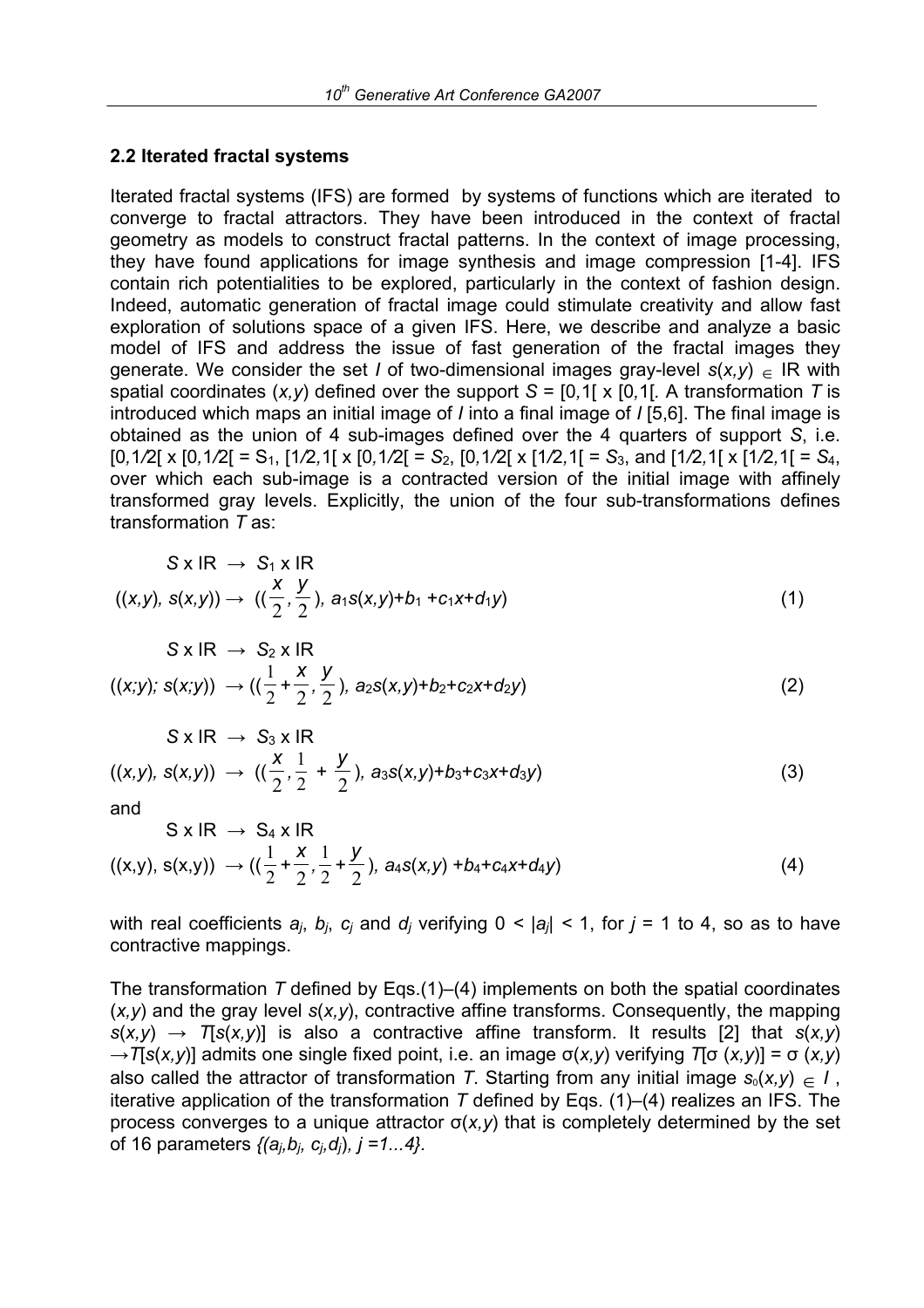## 2.2 Iterated fractal systems

Iterated fractal systems (IFS) are formed by systems of functions which are iterated to converge to fractal attractors. They have been introduced in the context of fractal geometry as models to construct fractal patterns. In the context of image processing, they have found applications for image synthesis and image compression [1-4]. IFS contain rich potentialities to be explored, particularly in the context of fashion design. Indeed, automatic generation of fractal image could stimulate creativity and allow fast exploration of solutions space of a given IFS. Here, we describe and analyze a basic model of IFS and address the issue of fast generation of the fractal images they generate. We consider the set *I* of two-dimensional images gray-level $s(x,y) \in \mathrm{IR}$ with spatial coordinates $(x,y)$ defined over the support $S = [0,1[ \times [0,1[$. A transformation *T* is introduced which maps an initial image of *I* into a final image of *I* [5,6]. The final image is obtained as the union of 4 sub-images defined over the 4 quarters of support *S*, i.e. $[0,1/2[ \times [0,1/2[ = S_1$, $[1/2,1[ \times [0,1/2[ = S_2$, $[0,1/2[ \times [1/2,1[ = S_3$, and $[1/2,1[ \times [1/2,1[ = S_4$, over which each sub-image is a contracted version of the initial image with affinely transformed gray levels. Explicitly, the union of the four sub-transformations defines transformation *T* as:

$$
\begin{aligned}
&S \times \mathrm{IR} \rightarrow S_1 \times \mathrm{IR} \\
&((x,y),\, s(x,y)) \rightarrow \left(\left(\frac{x}{2}, \frac{y}{2}\right),\, a_1 s(x,y) + b_1 + c_1 x + d_1 y\right)
\end{aligned}
\tag{1}
$$

$$
\begin{aligned}
&S \times \mathrm{IR} \rightarrow S_2 \times \mathrm{IR} \\
&((x;y);\, s(x;y)) \rightarrow \left(\left(\frac{1}{2} + \frac{x}{2}, \frac{y}{2}\right),\, a_2 s(x,y) + b_2 + c_2 x + d_2 y\right)
\end{aligned}
\tag{2}
$$

$$
\begin{aligned}
&S \times \mathrm{IR} \rightarrow S_3 \times \mathrm{IR} \\
&((x,y),\, s(x,y)) \rightarrow \left(\left(\frac{x}{2}, \frac{1}{2} + \frac{y}{2}\right),\, a_3 s(x,y) + b_3 + c_3 x + d_3 y\right)
\end{aligned}
\tag{3}
$$

and

$$
\begin{aligned}
&S \times \mathrm{IR} \rightarrow S_4 \times \mathrm{IR} \\
&((x,y),\, s(x,y)) \rightarrow \left(\left(\frac{1}{2} + \frac{x}{2}, \frac{1}{2} + \frac{y}{2}\right),\, a_4 s(x,y) + b_4 + c_4 x + d_4 y\right)
\end{aligned}
\tag{4}
$$

with real coefficients $a_j$, $b_j$, $c_j$ and $d_j$ verifying $0 < |a_j| < 1$, for $j = 1$ to 4, so as to have contractive mappings.

The transformation *T* defined by Eqs.(1)–(4) implements on both the spatial coordinates $(x,y)$ and the gray level $s(x,y)$, contractive affine transforms. Consequently, the mapping $s(x,y) \rightarrow T[s(x,y)]$ is also a contractive affine transform. It results [2] that $s(x,y) \rightarrow T[s(x,y)]$ admits one single fixed point, i.e. an image $\sigma(x,y)$ verifying $T[\sigma(x,y)] = \sigma(x,y)$ also called the attractor of transformation *T*. Starting from any initial image $s_0(x,y) \in I$, iterative application of the transformation *T* defined by Eqs. (1)–(4) realizes an IFS. The process converges to a unique attractor $\sigma(x,y)$ that is completely determined by the set of 16 parameters $\{(a_j, b_j, c_j, d_j),\, j = 1...4\}$.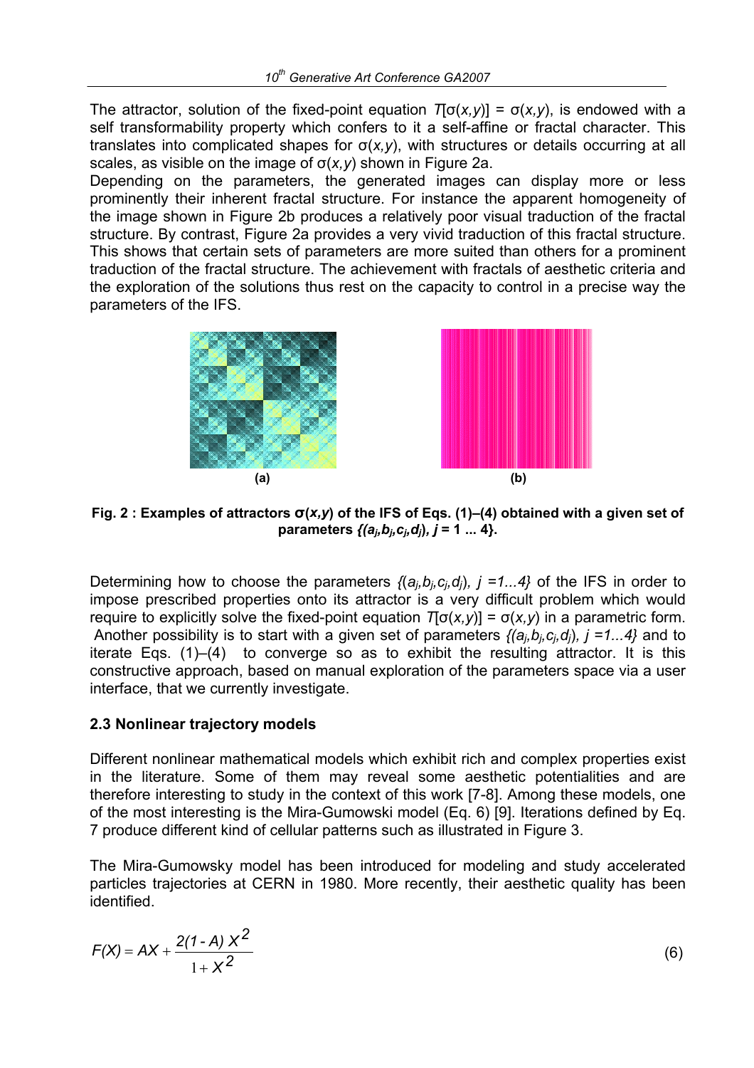The attractor, solution of the fixed-point equation $T[\sigma(x,y)] = \sigma(x,y)$, is endowed with a self transformability property which confers to it a self-affine or fractal character. This translates into complicated shapes for $\sigma(x,y)$, with structures or details occurring at all scales, as visible on the image of $\sigma(x,y)$ shown in Figure 2a.
Depending on the parameters, the generated images can display more or less prominently their inherent fractal structure. For instance the apparent homogeneity of the image shown in Figure 2b produces a relatively poor visual traduction of the fractal structure. By contrast, Figure 2a provides a very vivid traduction of this fractal structure. This shows that certain sets of parameters are more suited than others for a prominent traduction of the fractal structure. The achievement with fractals of aesthetic criteria and the exploration of the solutions thus rest on the capacity to control in a precise way the parameters of the IFS.

(a) (b)

**Fig. 2 : Examples of attractors $\sigma(x,y)$ of the IFS of Eqs. (1)–(4) obtained with a given set of parameters $\{(a_j,b_j,c_j,d_j),\ j = 1 \ldots 4\}$.**

Determining how to choose the parameters $\{(a_j,b_j,c_j,d_j),\ j = 1 \ldots 4\}$ of the IFS in order to impose prescribed properties onto its attractor is a very difficult problem which would require to explicitly solve the fixed-point equation $T[\sigma(x,y)] = \sigma(x,y)$ in a parametric form. Another possibility is to start with a given set of parameters $\{(a_j,b_j,c_j,d_j),\ j = 1 \ldots 4\}$ and to iterate Eqs. (1)–(4) to converge so as to exhibit the resulting attractor. It is this constructive approach, based on manual exploration of the parameters space via a user interface, that we currently investigate.

### 2.3 Nonlinear trajectory models

Different nonlinear mathematical models which exhibit rich and complex properties exist in the literature. Some of them may reveal some aesthetic potentialities and are therefore interesting to study in the context of this work [7-8]. Among these models, one of the most interesting is the Mira-Gumowski model (Eq. 6) [9]. Iterations defined by Eq. 7 produce different kind of cellular patterns such as illustrated in Figure 3.

The Mira-Gumowsky model has been introduced for modeling and study accelerated particles trajectories at CERN in 1980. More recently, their aesthetic quality has been identified.

$$F(X) = AX + \frac{2(1-A)X^2}{1+X^2} \tag{6}$$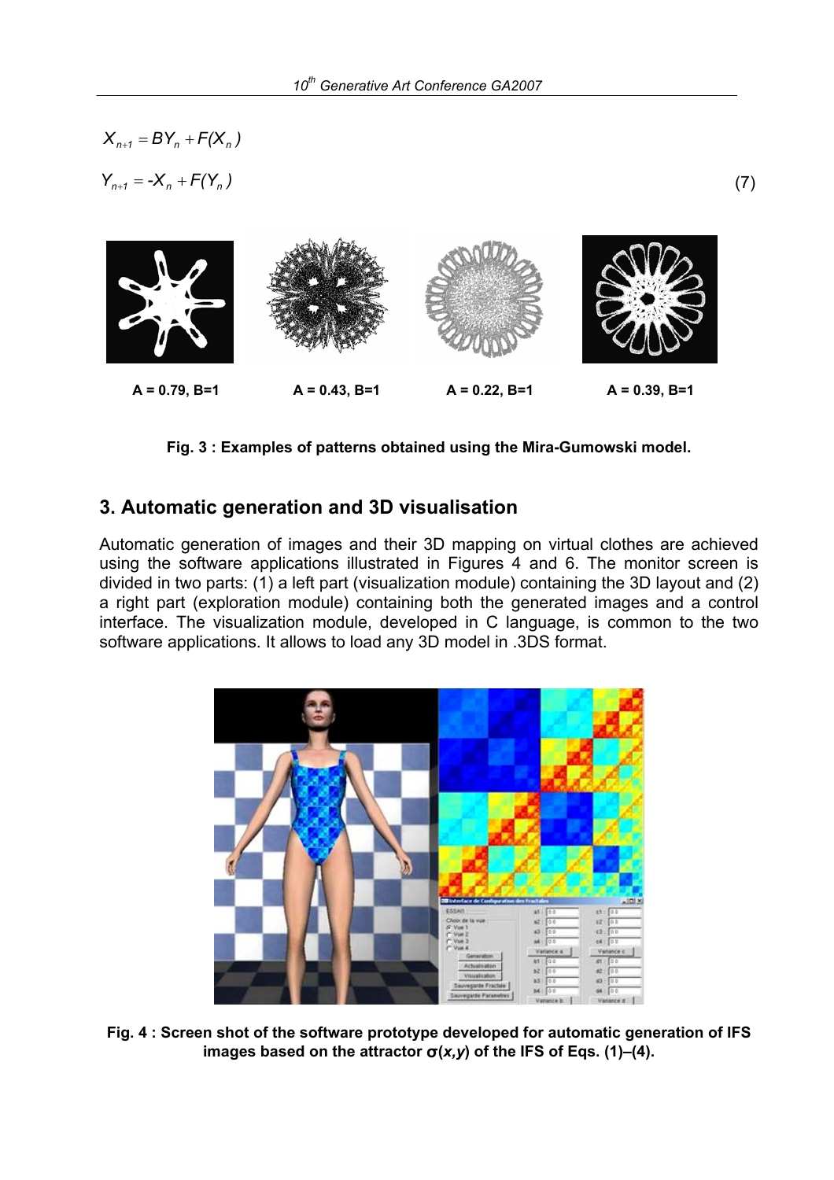$$X_{n+1} = BY_n + F(X_n)$$

$$Y_{n+1} = -X_n + F(Y_n) \tag{7}$$

A = 0.79, B=1 A = 0.43, B=1 A = 0.22, B=1 A = 0.39, B=1

**Fig. 3 : Examples of patterns obtained using the Mira-Gumowski model.**

## 3. Automatic generation and 3D visualisation

Automatic generation of images and their 3D mapping on virtual clothes are achieved using the software applications illustrated in Figures 4 and 6. The monitor screen is divided in two parts: (1) a left part (visualization module) containing the 3D layout and (2) a right part (exploration module) containing both the generated images and a control interface. The visualization module, developed in C language, is common to the two software applications. It allows to load any 3D model in .3DS format.

**Fig. 4 : Screen shot of the software prototype developed for automatic generation of IFS images based on the attractor $\sigma(x,y)$ of the IFS of Eqs. (1)–(4).**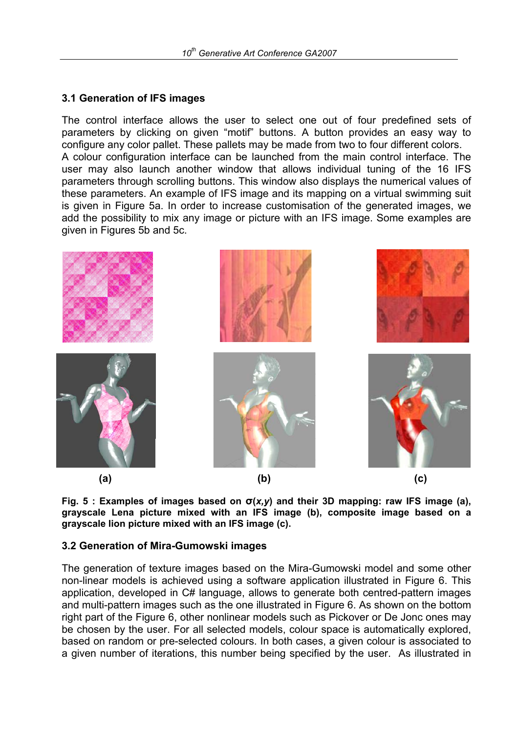### 3.1 Generation of IFS images

The control interface allows the user to select one out of four predefined sets of parameters by clicking on given "motif" buttons. A button provides an easy way to configure any color pallet. These pallets may be made from two to four different colors. A colour configuration interface can be launched from the main control interface. The user may also launch another window that allows individual tuning of the 16 IFS parameters through scrolling buttons. This window also displays the numerical values of these parameters. An example of IFS image and its mapping on a virtual swimming suit is given in Figure 5a. In order to increase customisation of the generated images, we add the possibility to mix any image or picture with an IFS image. Some examples are given in Figures 5b and 5c.

(a) (b) (c)

**Fig. 5 : Examples of images based on $\sigma(x,y)$ and their 3D mapping: raw IFS image (a), grayscale Lena picture mixed with an IFS image (b), composite image based on a grayscale lion picture mixed with an IFS image (c).**

### 3.2 Generation of Mira-Gumowski images

The generation of texture images based on the Mira-Gumowski model and some other non-linear models is achieved using a software application illustrated in Figure 6. This application, developed in C# language, allows to generate both centred-pattern images and multi-pattern images such as the one illustrated in Figure 6. As shown on the bottom right part of the Figure 6, other nonlinear models such as Pickover or De Jonc ones may be chosen by the user. For all selected models, colour space is automatically explored, based on random or pre-selected colours. In both cases, a given colour is associated to a given number of iterations, this number being specified by the user. As illustrated in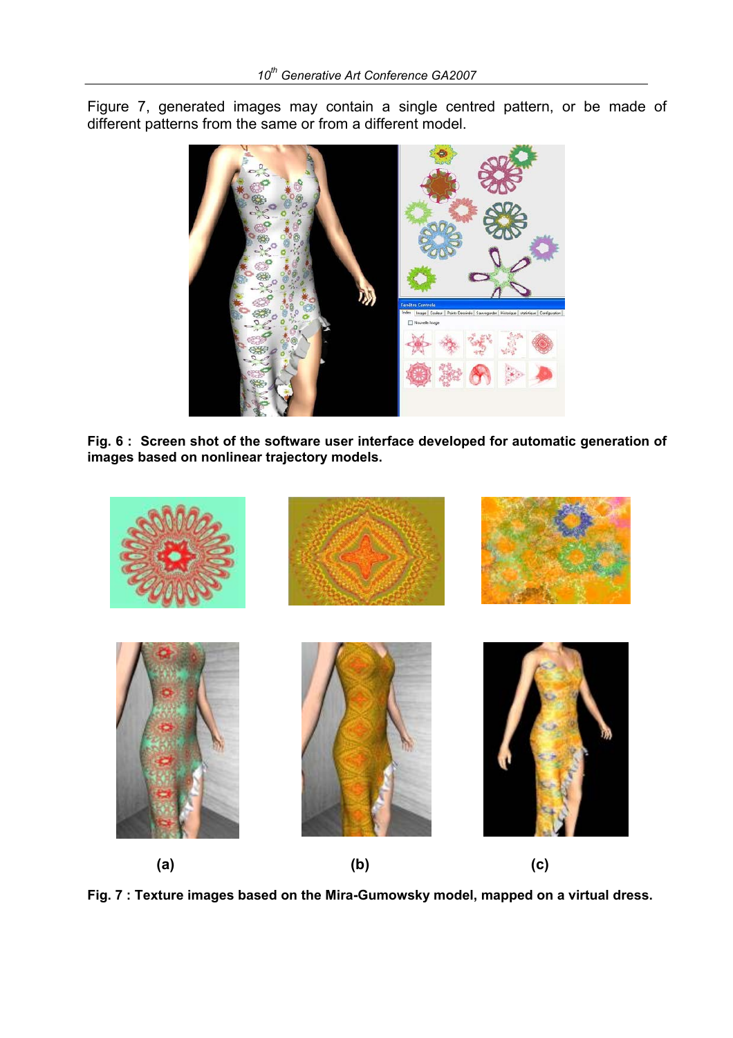Figure 7, generated images may contain a single centred pattern, or be made of different patterns from the same or from a different model.

**Fig. 6 : Screen shot of the software user interface developed for automatic generation of images based on nonlinear trajectory models.**

**(a) (b) (c)**

**Fig. 7 : Texture images based on the Mira-Gumowsky model, mapped on a virtual dress.**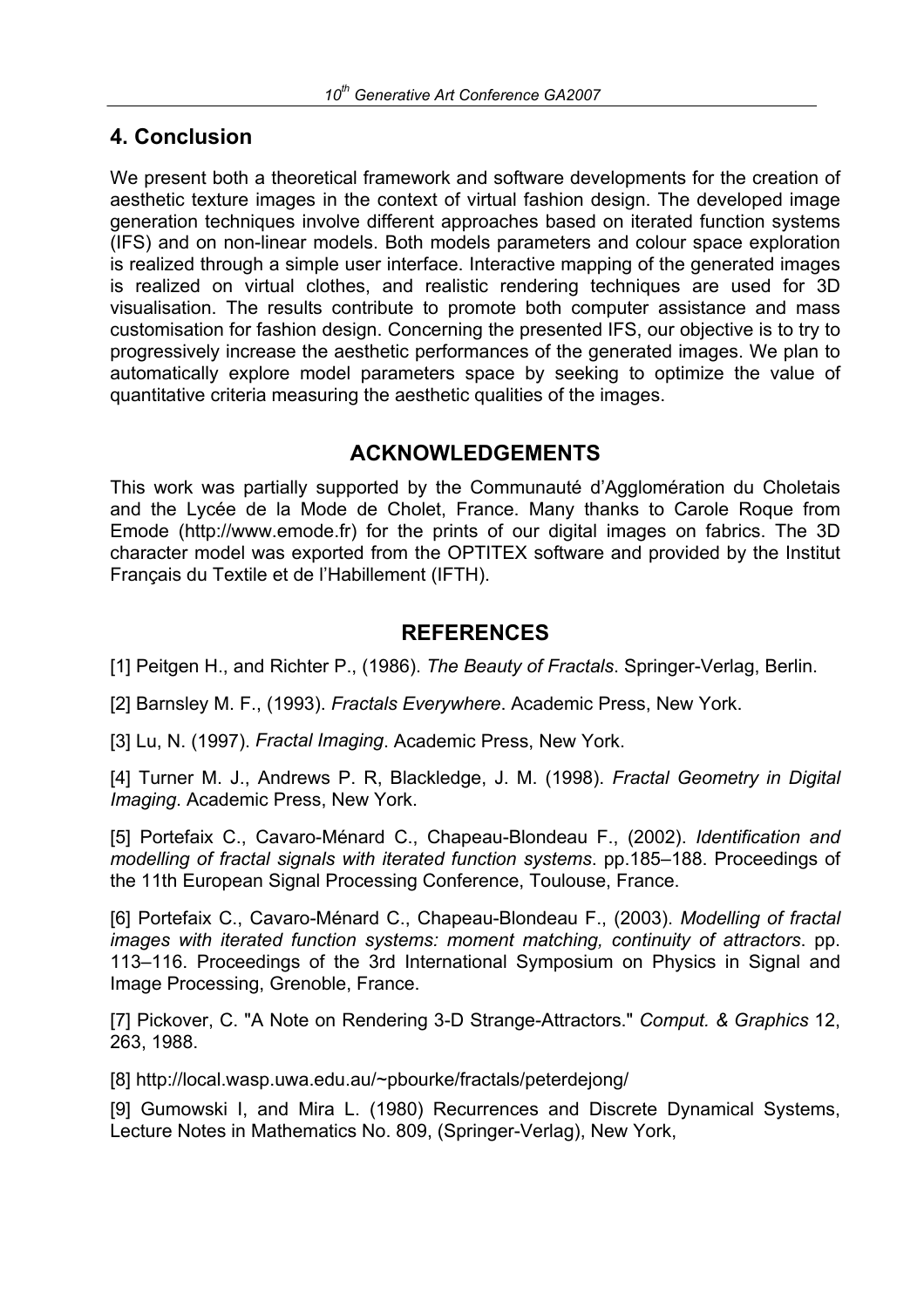## 4. Conclusion

We present both a theoretical framework and software developments for the creation of aesthetic texture images in the context of virtual fashion design. The developed image generation techniques involve different approaches based on iterated function systems (IFS) and on non-linear models. Both models parameters and colour space exploration is realized through a simple user interface. Interactive mapping of the generated images is realized on virtual clothes, and realistic rendering techniques are used for 3D visualisation. The results contribute to promote both computer assistance and mass customisation for fashion design. Concerning the presented IFS, our objective is to try to progressively increase the aesthetic performances of the generated images. We plan to automatically explore model parameters space by seeking to optimize the value of quantitative criteria measuring the aesthetic qualities of the images.

## ACKNOWLEDGEMENTS

This work was partially supported by the Communauté d'Agglomération du Choletais and the Lycée de la Mode de Cholet, France. Many thanks to Carole Roque from Emode (http://www.emode.fr) for the prints of our digital images on fabrics. The 3D character model was exported from the OPTITEX software and provided by the Institut Français du Textile et de l'Habillement (IFTH).

## REFERENCES

[1] Peitgen H., and Richter P., (1986). *The Beauty of Fractals*. Springer-Verlag, Berlin.

[2] Barnsley M. F., (1993). *Fractals Everywhere*. Academic Press, New York.

[3] Lu, N. (1997). *Fractal Imaging*. Academic Press, New York.

[4] Turner M. J., Andrews P. R, Blackledge, J. M. (1998). *Fractal Geometry in Digital Imaging*. Academic Press, New York.

[5] Portefaix C., Cavaro-Ménard C., Chapeau-Blondeau F., (2002). *Identification and modelling of fractal signals with iterated function systems*. pp.185–188. Proceedings of the 11th European Signal Processing Conference, Toulouse, France.

[6] Portefaix C., Cavaro-Ménard C., Chapeau-Blondeau F., (2003). *Modelling of fractal images with iterated function systems: moment matching, continuity of attractors*. pp. 113–116. Proceedings of the 3rd International Symposium on Physics in Signal and Image Processing, Grenoble, France.

[7] Pickover, C. "A Note on Rendering 3-D Strange-Attractors." *Comput. & Graphics* 12, 263, 1988.

[8] http://local.wasp.uwa.edu.au/~pbourke/fractals/peterdejong/

[9] Gumowski I, and Mira L. (1980) Recurrences and Discrete Dynamical Systems, Lecture Notes in Mathematics No. 809, (Springer-Verlag), New York,